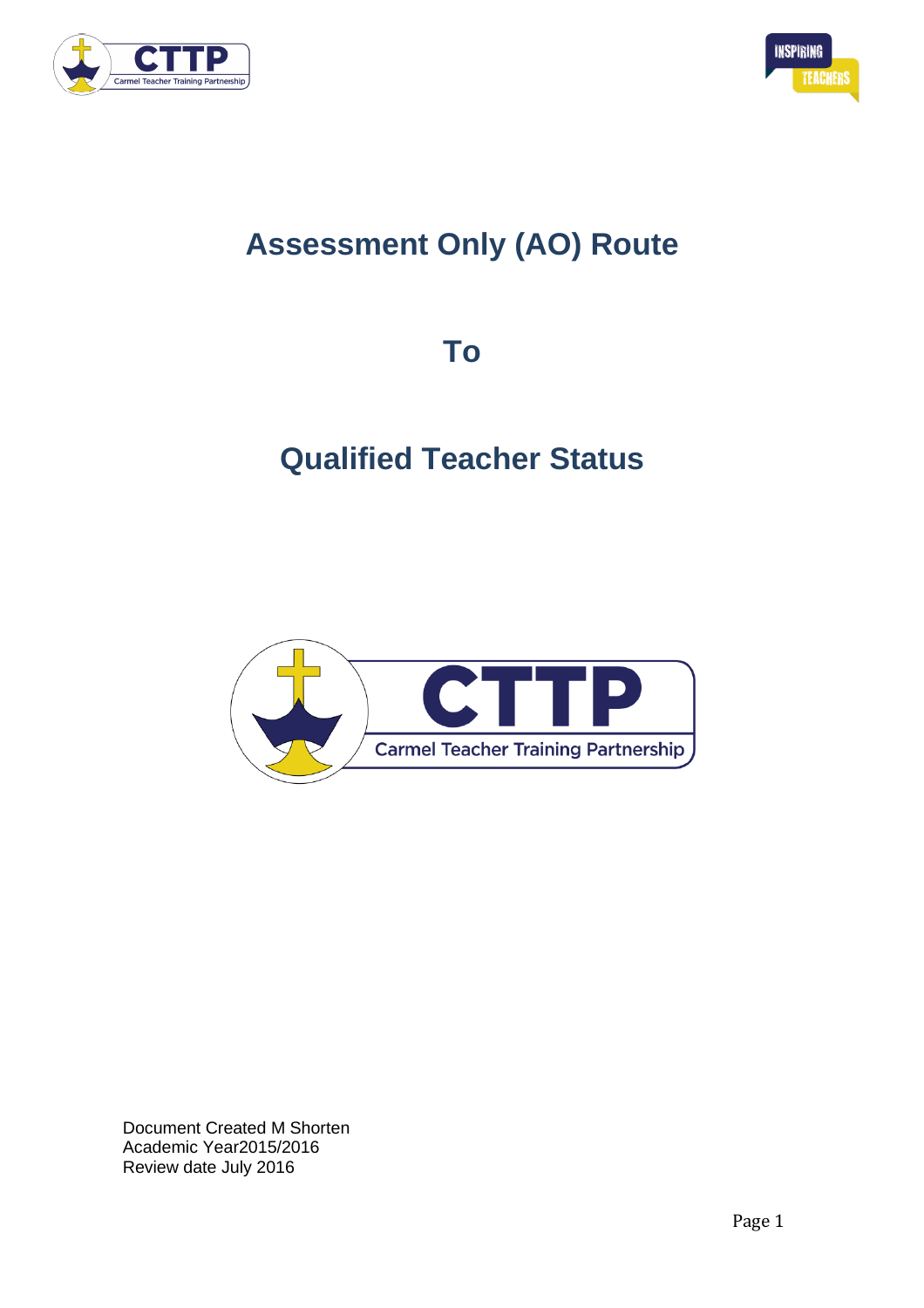# Assessment Only (AO) Route

# To

# Qualified Teacher Status

Document Created M Shorten
Academic Year2015/2016
Review date July 2016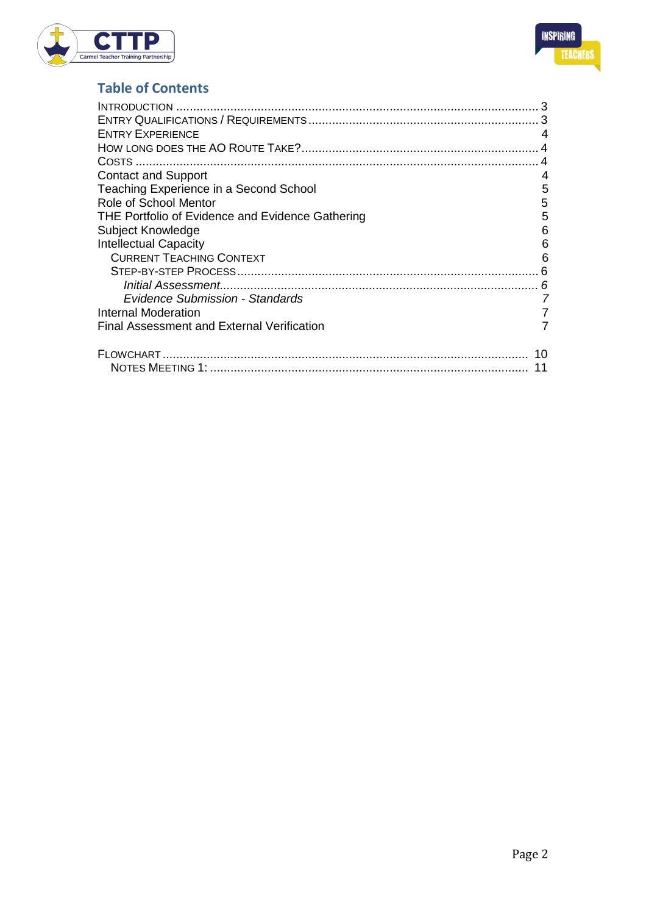## Table of Contents

- INTRODUCTION .......... 3
- ENTRY QUALIFICATIONS / REQUIREMENTS .......... 3
- ENTRY EXPERIENCE 4
- HOW LONG DOES THE AO ROUTE TAKE? .......... 4
- COSTS .......... 4
- Contact and Support 4
- Teaching Experience in a Second School 5
- Role of School Mentor 5
- THE Portfolio of Evidence and Evidence Gathering 5
- Subject Knowledge 6
- Intellectual Capacity 6
  - CURRENT TEACHING CONTEXT 6
  - STEP-BY-STEP PROCESS .......... 6
    - *Initial Assessment.......... 6*
    - *Evidence Submission - Standards 7*
- Internal Moderation 7
- Final Assessment and External Verification 7

- FLOWCHART .......... 10
  - NOTES MEETING 1: .......... 11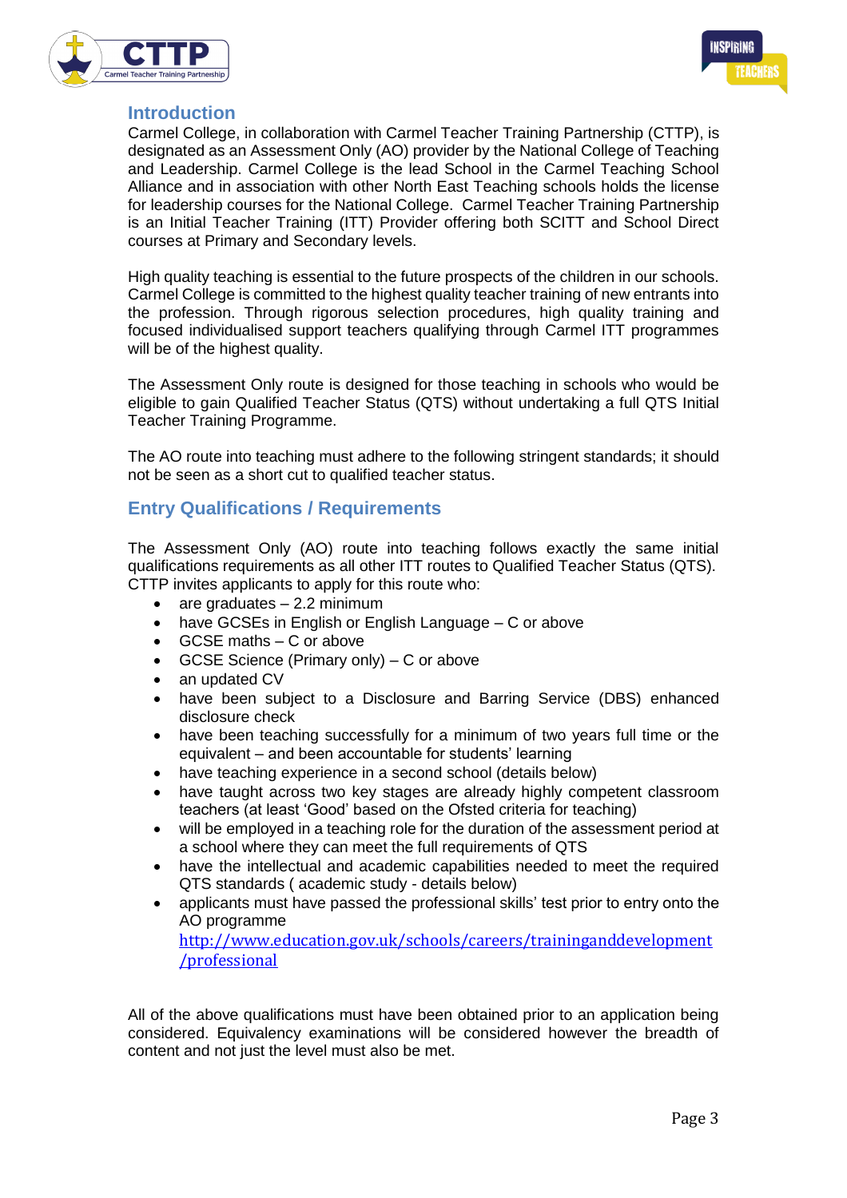## Introduction

Carmel College, in collaboration with Carmel Teacher Training Partnership (CTTP), is designated as an Assessment Only (AO) provider by the National College of Teaching and Leadership. Carmel College is the lead School in the Carmel Teaching School Alliance and in association with other North East Teaching schools holds the license for leadership courses for the National College. Carmel Teacher Training Partnership is an Initial Teacher Training (ITT) Provider offering both SCITT and School Direct courses at Primary and Secondary levels.

High quality teaching is essential to the future prospects of the children in our schools. Carmel College is committed to the highest quality teacher training of new entrants into the profession. Through rigorous selection procedures, high quality training and focused individualised support teachers qualifying through Carmel ITT programmes will be of the highest quality.

The Assessment Only route is designed for those teaching in schools who would be eligible to gain Qualified Teacher Status (QTS) without undertaking a full QTS Initial Teacher Training Programme.

The AO route into teaching must adhere to the following stringent standards; it should not be seen as a short cut to qualified teacher status.

## Entry Qualifications / Requirements

The Assessment Only (AO) route into teaching follows exactly the same initial qualifications requirements as all other ITT routes to Qualified Teacher Status (QTS). CTTP invites applicants to apply for this route who:

- are graduates – 2.2 minimum
- have GCSEs in English or English Language – C or above
- GCSE maths – C or above
- GCSE Science (Primary only) – C or above
- an updated CV
- have been subject to a Disclosure and Barring Service (DBS) enhanced disclosure check
- have been teaching successfully for a minimum of two years full time or the equivalent – and been accountable for students' learning
- have teaching experience in a second school (details below)
- have taught across two key stages are already highly competent classroom teachers (at least 'Good' based on the Ofsted criteria for teaching)
- will be employed in a teaching role for the duration of the assessment period at a school where they can meet the full requirements of QTS
- have the intellectual and academic capabilities needed to meet the required QTS standards ( academic study - details below)
- applicants must have passed the professional skills' test prior to entry onto the AO programme http://www.education.gov.uk/schools/careers/traininganddevelopment/professional

All of the above qualifications must have been obtained prior to an application being considered. Equivalency examinations will be considered however the breadth of content and not just the level must also be met.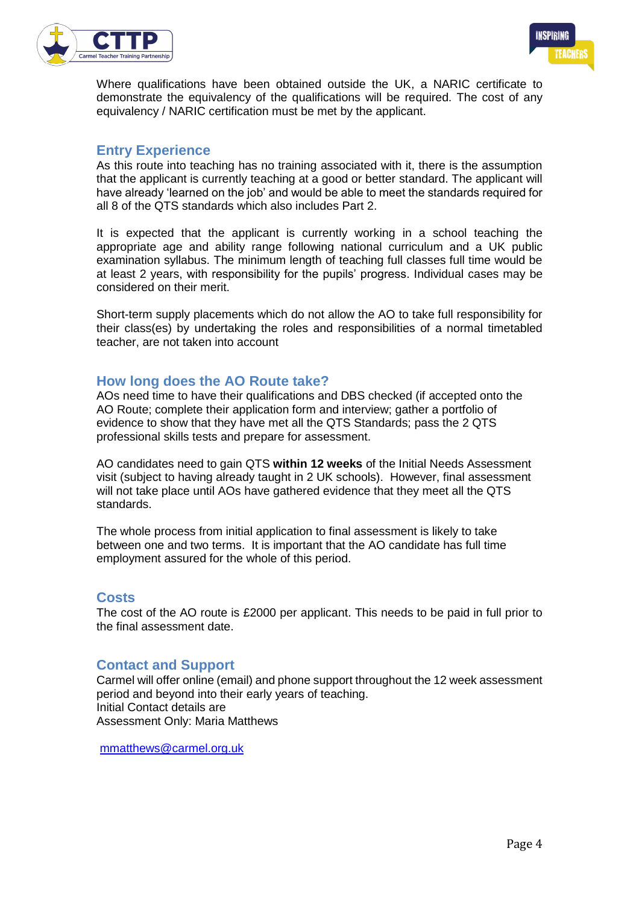Where qualifications have been obtained outside the UK, a NARIC certificate to demonstrate the equivalency of the qualifications will be required. The cost of any equivalency / NARIC certification must be met by the applicant.

## Entry Experience

As this route into teaching has no training associated with it, there is the assumption that the applicant is currently teaching at a good or better standard. The applicant will have already 'learned on the job' and would be able to meet the standards required for all 8 of the QTS standards which also includes Part 2.

It is expected that the applicant is currently working in a school teaching the appropriate age and ability range following national curriculum and a UK public examination syllabus. The minimum length of teaching full classes full time would be at least 2 years, with responsibility for the pupils' progress. Individual cases may be considered on their merit.

Short-term supply placements which do not allow the AO to take full responsibility for their class(es) by undertaking the roles and responsibilities of a normal timetabled teacher, are not taken into account

## How long does the AO Route take?

AOs need time to have their qualifications and DBS checked (if accepted onto the AO Route; complete their application form and interview; gather a portfolio of evidence to show that they have met all the QTS Standards; pass the 2 QTS professional skills tests and prepare for assessment.

AO candidates need to gain QTS **within 12 weeks** of the Initial Needs Assessment visit (subject to having already taught in 2 UK schools). However, final assessment will not take place until AOs have gathered evidence that they meet all the QTS standards.

The whole process from initial application to final assessment is likely to take between one and two terms. It is important that the AO candidate has full time employment assured for the whole of this period.

## Costs

The cost of the AO route is £2000 per applicant. This needs to be paid in full prior to the final assessment date.

## Contact and Support

Carmel will offer online (email) and phone support throughout the 12 week assessment period and beyond into their early years of teaching.
Initial Contact details are
Assessment Only: Maria Matthews

mmatthews@carmel.org.uk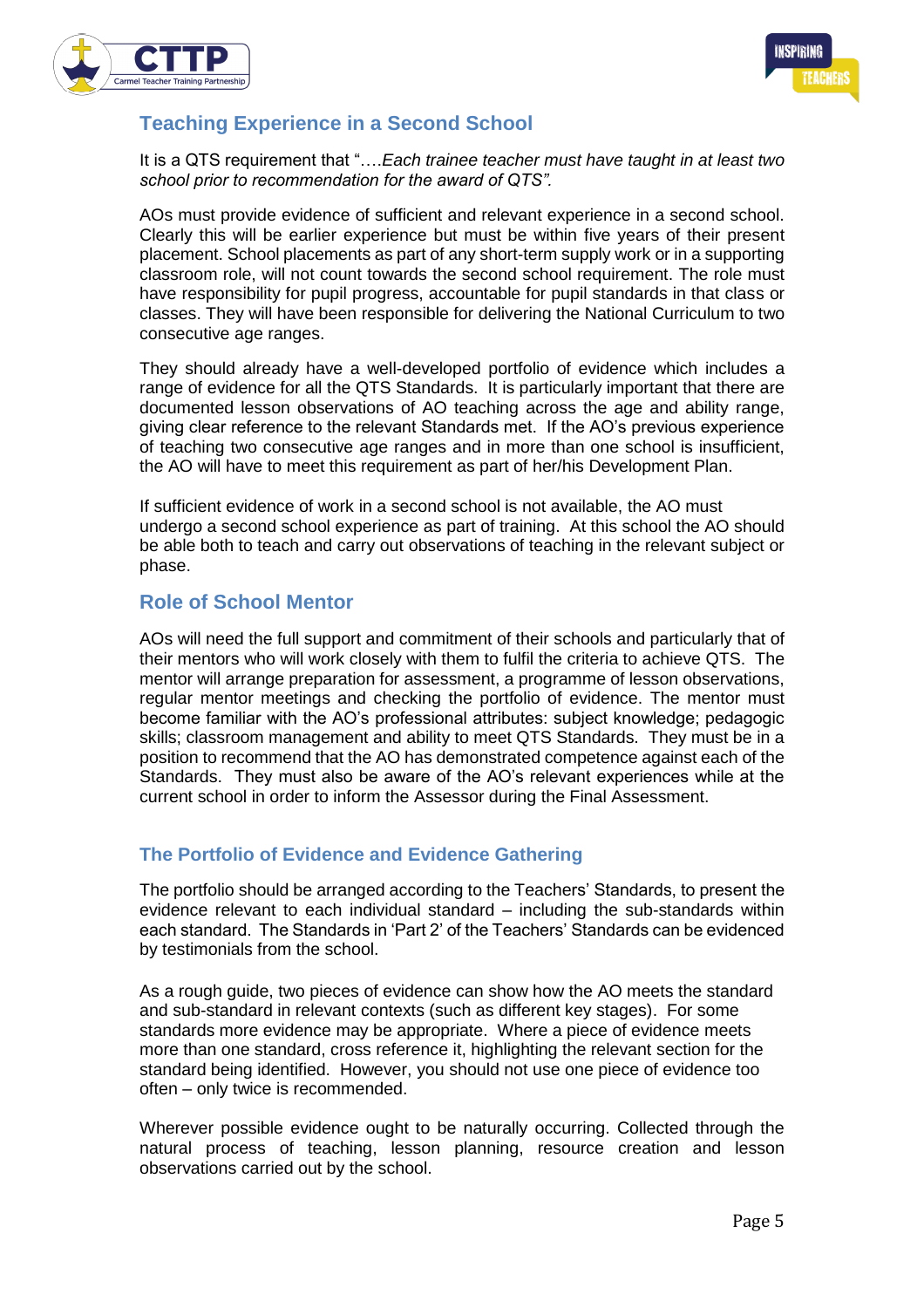## Teaching Experience in a Second School

It is a QTS requirement that "….*Each trainee teacher must have taught in at least two school prior to recommendation for the award of QTS".*

AOs must provide evidence of sufficient and relevant experience in a second school. Clearly this will be earlier experience but must be within five years of their present placement. School placements as part of any short-term supply work or in a supporting classroom role, will not count towards the second school requirement. The role must have responsibility for pupil progress, accountable for pupil standards in that class or classes. They will have been responsible for delivering the National Curriculum to two consecutive age ranges.

They should already have a well-developed portfolio of evidence which includes a range of evidence for all the QTS Standards. It is particularly important that there are documented lesson observations of AO teaching across the age and ability range, giving clear reference to the relevant Standards met. If the AO's previous experience of teaching two consecutive age ranges and in more than one school is insufficient, the AO will have to meet this requirement as part of her/his Development Plan.

If sufficient evidence of work in a second school is not available, the AO must undergo a second school experience as part of training. At this school the AO should be able both to teach and carry out observations of teaching in the relevant subject or phase.

## Role of School Mentor

AOs will need the full support and commitment of their schools and particularly that of their mentors who will work closely with them to fulfil the criteria to achieve QTS. The mentor will arrange preparation for assessment, a programme of lesson observations, regular mentor meetings and checking the portfolio of evidence. The mentor must become familiar with the AO's professional attributes: subject knowledge; pedagogic skills; classroom management and ability to meet QTS Standards. They must be in a position to recommend that the AO has demonstrated competence against each of the Standards. They must also be aware of the AO's relevant experiences while at the current school in order to inform the Assessor during the Final Assessment.

## The Portfolio of Evidence and Evidence Gathering

The portfolio should be arranged according to the Teachers' Standards, to present the evidence relevant to each individual standard – including the sub-standards within each standard. The Standards in 'Part 2' of the Teachers' Standards can be evidenced by testimonials from the school.

As a rough guide, two pieces of evidence can show how the AO meets the standard and sub-standard in relevant contexts (such as different key stages). For some standards more evidence may be appropriate. Where a piece of evidence meets more than one standard, cross reference it, highlighting the relevant section for the standard being identified. However, you should not use one piece of evidence too often – only twice is recommended.

Wherever possible evidence ought to be naturally occurring. Collected through the natural process of teaching, lesson planning, resource creation and lesson observations carried out by the school.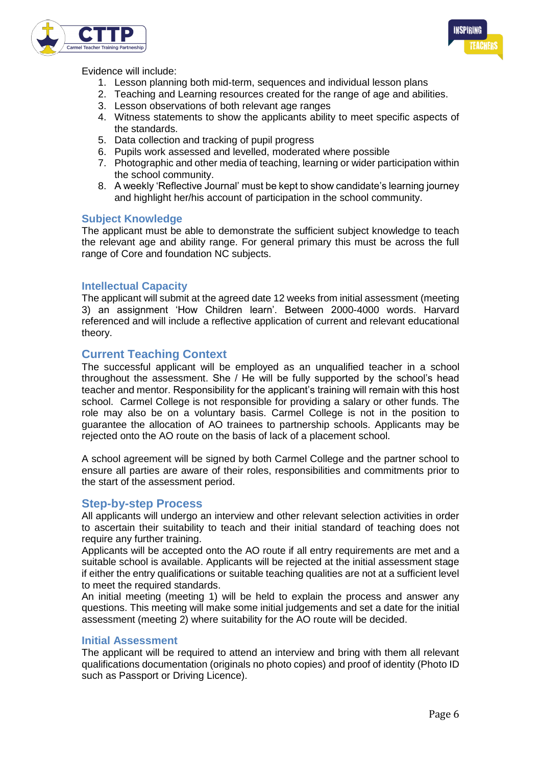Evidence will include:

1. Lesson planning both mid-term, sequences and individual lesson plans
2. Teaching and Learning resources created for the range of age and abilities.
3. Lesson observations of both relevant age ranges
4. Witness statements to show the applicants ability to meet specific aspects of the standards.
5. Data collection and tracking of pupil progress
6. Pupils work assessed and levelled, moderated where possible
7. Photographic and other media of teaching, learning or wider participation within the school community.
8. A weekly 'Reflective Journal' must be kept to show candidate's learning journey and highlight her/his account of participation in the school community.

### Subject Knowledge

The applicant must be able to demonstrate the sufficient subject knowledge to teach the relevant age and ability range. For general primary this must be across the full range of Core and foundation NC subjects.

### Intellectual Capacity

The applicant will submit at the agreed date 12 weeks from initial assessment (meeting 3) an assignment 'How Children learn'. Between 2000-4000 words. Harvard referenced and will include a reflective application of current and relevant educational theory.

## Current Teaching Context

The successful applicant will be employed as an unqualified teacher in a school throughout the assessment. She / He will be fully supported by the school's head teacher and mentor. Responsibility for the applicant's training will remain with this host school. Carmel College is not responsible for providing a salary or other funds. The role may also be on a voluntary basis. Carmel College is not in the position to guarantee the allocation of AO trainees to partnership schools. Applicants may be rejected onto the AO route on the basis of lack of a placement school.

A school agreement will be signed by both Carmel College and the partner school to ensure all parties are aware of their roles, responsibilities and commitments prior to the start of the assessment period.

## Step-by-step Process

All applicants will undergo an interview and other relevant selection activities in order to ascertain their suitability to teach and their initial standard of teaching does not require any further training.

Applicants will be accepted onto the AO route if all entry requirements are met and a suitable school is available. Applicants will be rejected at the initial assessment stage if either the entry qualifications or suitable teaching qualities are not at a sufficient level to meet the required standards.

An initial meeting (meeting 1) will be held to explain the process and answer any questions. This meeting will make some initial judgements and set a date for the initial assessment (meeting 2) where suitability for the AO route will be decided.

### Initial Assessment

The applicant will be required to attend an interview and bring with them all relevant qualifications documentation (originals no photo copies) and proof of identity (Photo ID such as Passport or Driving Licence).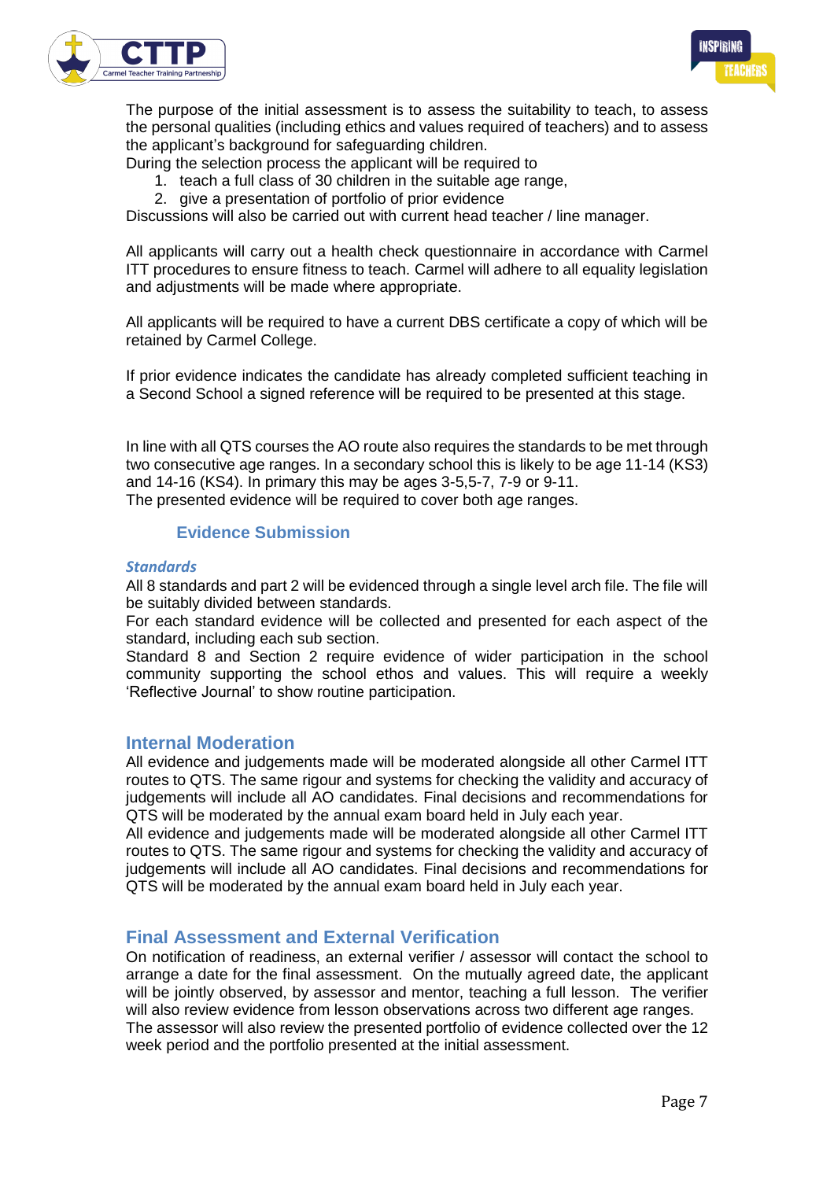The purpose of the initial assessment is to assess the suitability to teach, to assess the personal qualities (including ethics and values required of teachers) and to assess the applicant's background for safeguarding children.
During the selection process the applicant will be required to

1. teach a full class of 30 children in the suitable age range,
2. give a presentation of portfolio of prior evidence

Discussions will also be carried out with current head teacher / line manager.

All applicants will carry out a health check questionnaire in accordance with Carmel ITT procedures to ensure fitness to teach. Carmel will adhere to all equality legislation and adjustments will be made where appropriate.

All applicants will be required to have a current DBS certificate a copy of which will be retained by Carmel College.

If prior evidence indicates the candidate has already completed sufficient teaching in a Second School a signed reference will be required to be presented at this stage.

In line with all QTS courses the AO route also requires the standards to be met through two consecutive age ranges. In a secondary school this is likely to be age 11-14 (KS3) and 14-16 (KS4). In primary this may be ages 3-5,5-7, 7-9 or 9-11.
The presented evidence will be required to cover both age ranges.

### Evidence Submission

#### *Standards*

All 8 standards and part 2 will be evidenced through a single level arch file. The file will be suitably divided between standards.
For each standard evidence will be collected and presented for each aspect of the standard, including each sub section.
Standard 8 and Section 2 require evidence of wider participation in the school community supporting the school ethos and values. This will require a weekly 'Reflective Journal' to show routine participation.

## Internal Moderation

All evidence and judgements made will be moderated alongside all other Carmel ITT routes to QTS. The same rigour and systems for checking the validity and accuracy of judgements will include all AO candidates. Final decisions and recommendations for QTS will be moderated by the annual exam board held in July each year.
All evidence and judgements made will be moderated alongside all other Carmel ITT routes to QTS. The same rigour and systems for checking the validity and accuracy of judgements will include all AO candidates. Final decisions and recommendations for QTS will be moderated by the annual exam board held in July each year.

## Final Assessment and External Verification

On notification of readiness, an external verifier / assessor will contact the school to arrange a date for the final assessment. On the mutually agreed date, the applicant will be jointly observed, by assessor and mentor, teaching a full lesson. The verifier will also review evidence from lesson observations across two different age ranges.
The assessor will also review the presented portfolio of evidence collected over the 12 week period and the portfolio presented at the initial assessment.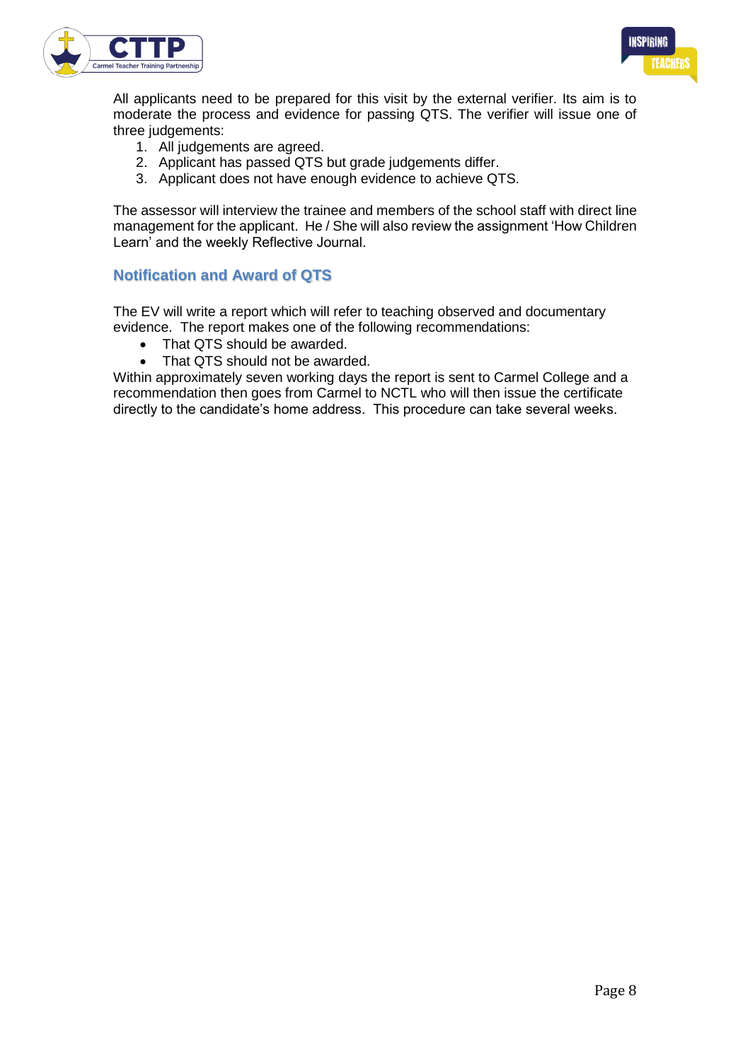All applicants need to be prepared for this visit by the external verifier. Its aim is to moderate the process and evidence for passing QTS. The verifier will issue one of three judgements:

1. All judgements are agreed.
2. Applicant has passed QTS but grade judgements differ.
3. Applicant does not have enough evidence to achieve QTS.

The assessor will interview the trainee and members of the school staff with direct line management for the applicant. He / She will also review the assignment 'How Children Learn' and the weekly Reflective Journal.

## Notification and Award of QTS

The EV will write a report which will refer to teaching observed and documentary evidence. The report makes one of the following recommendations:

- That QTS should be awarded.
- That QTS should not be awarded.

Within approximately seven working days the report is sent to Carmel College and a recommendation then goes from Carmel to NCTL who will then issue the certificate directly to the candidate's home address. This procedure can take several weeks.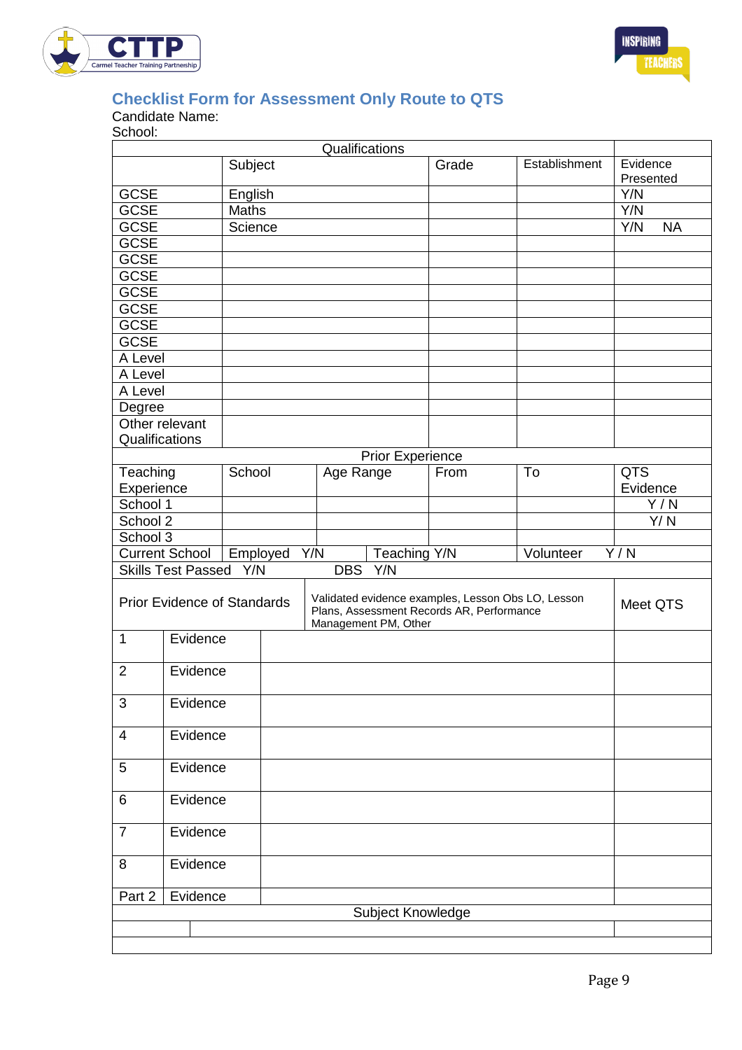## Checklist Form for Assessment Only Route to QTS

Candidate Name:

School:

| Qualifications | | | | |
|---|---|---|---|---|
| | Subject | Grade | Establishment | Evidence Presented |
| GCSE | English | | | Y/N |
| GCSE | Maths | | | Y/N |
| GCSE | Science | | | Y/N NA |
| GCSE | | | | |
| GCSE | | | | |
| GCSE | | | | |
| GCSE | | | | |
| GCSE | | | | |
| GCSE | | | | |
| GCSE | | | | |
| A Level | | | | |
| A Level | | | | |
| A Level | | | | |
| Degree | | | | |
| Other relevant Qualifications | | | | |

| Prior Experience | | | | | |
|---|---|---|---|---|---|
| Teaching Experience | School | Age Range | From | To | QTS Evidence |
| School 1 | | | | | Y / N |
| School 2 | | | | | Y/ N |
| School 3 | | | | | |
| Current School | Employed Y/N | Teaching Y/N | | Volunteer Y / N | |
| Skills Test Passed Y/N | | DBS Y/N | | | |

| Prior Evidence of Standards | | Validated evidence examples, Lesson Obs LO, Lesson Plans, Assessment Records AR, Performance Management PM, Other | Meet QTS |
|---|---|---|---|
| 1 | Evidence | | |
| 2 | Evidence | | |
| 3 | Evidence | | |
| 4 | Evidence | | |
| 5 | Evidence | | |
| 6 | Evidence | | |
| 7 | Evidence | | |
| 8 | Evidence | | |
| Part 2 | Evidence | | |

| Subject Knowledge | | |
|---|---|---|
| | | |
| | | |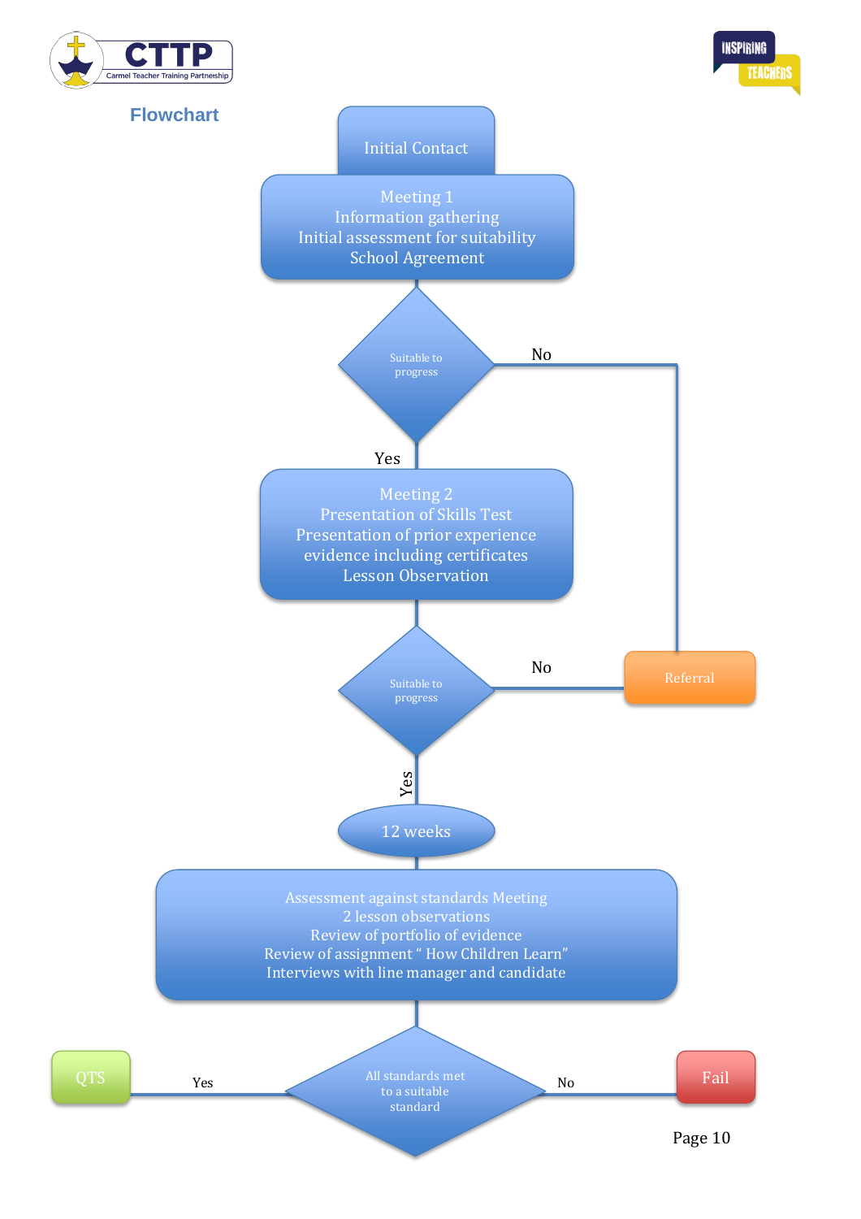## Flowchart

**Initial Contact**

↓

**Meeting 1**
Information gathering
Initial assessment for suitability
School Agreement

↓

**Suitable to progress?**
- No → Referral
- Yes ↓

**Meeting 2**
Presentation of Skills Test
Presentation of prior experience evidence including certificates
Lesson Observation

↓

**Suitable to progress?**
- No → Referral
- Yes ↓

**12 weeks**

↓

**Assessment against standards Meeting**
2 lesson observations
Review of portfolio of evidence
Review of assignment " How Children Learn"
Interviews with line manager and candidate

↓

**All standards met to a suitable standard?**
- Yes → QTS
- No → Fail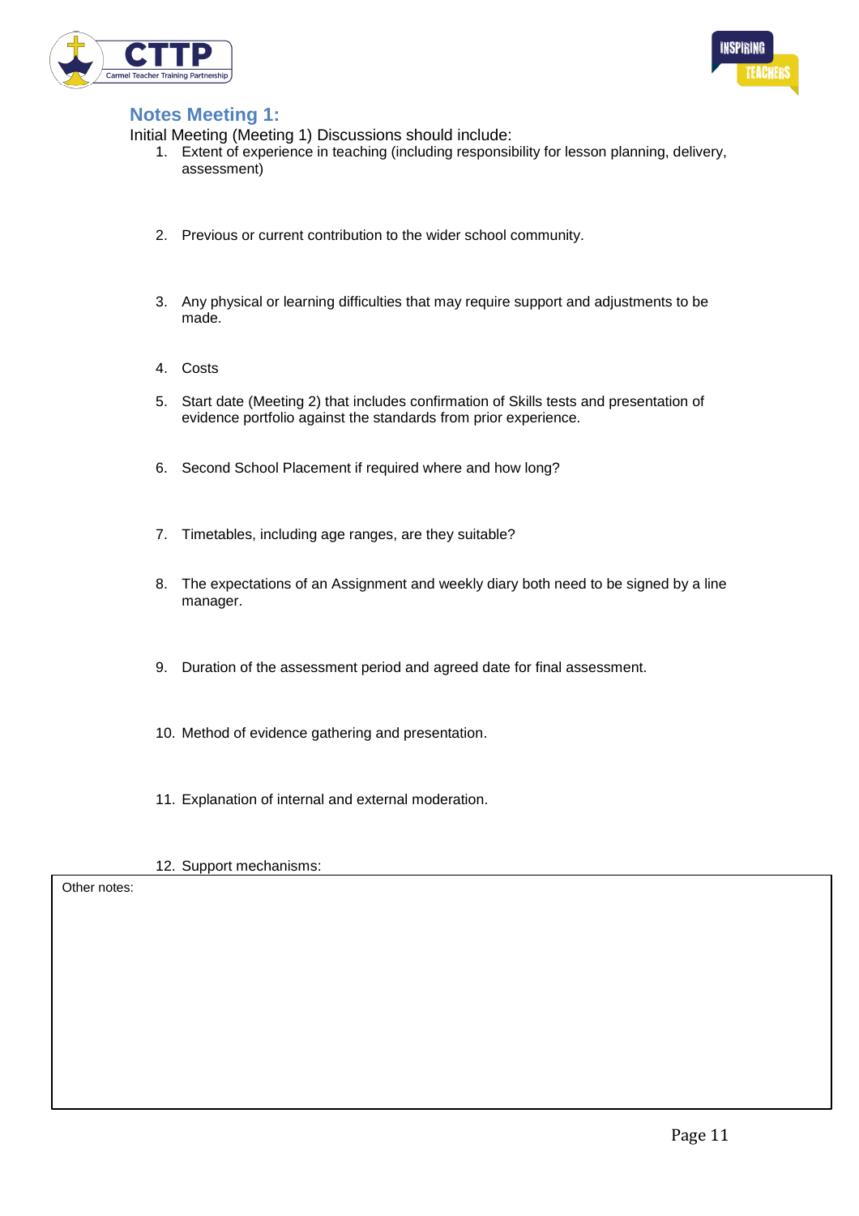## Notes Meeting 1:

Initial Meeting (Meeting 1) Discussions should include:

1. Extent of experience in teaching (including responsibility for lesson planning, delivery, assessment)
2. Previous or current contribution to the wider school community.
3. Any physical or learning difficulties that may require support and adjustments to be made.
4. Costs
5. Start date (Meeting 2) that includes confirmation of Skills tests and presentation of evidence portfolio against the standards from prior experience.
6. Second School Placement if required where and how long?
7. Timetables, including age ranges, are they suitable?
8. The expectations of an Assignment and weekly diary both need to be signed by a line manager.
9. Duration of the assessment period and agreed date for final assessment.
10. Method of evidence gathering and presentation.
11. Explanation of internal and external moderation.
12. Support mechanisms:

| Other notes: |
|---|
| |